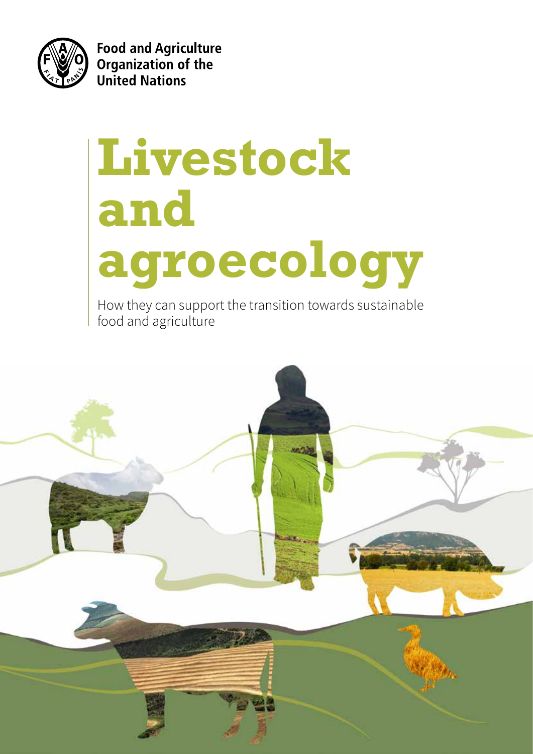Food and Agriculture Organization of the United Nations

# Livestock and agroecology

How they can support the transition towards sustainable food and agriculture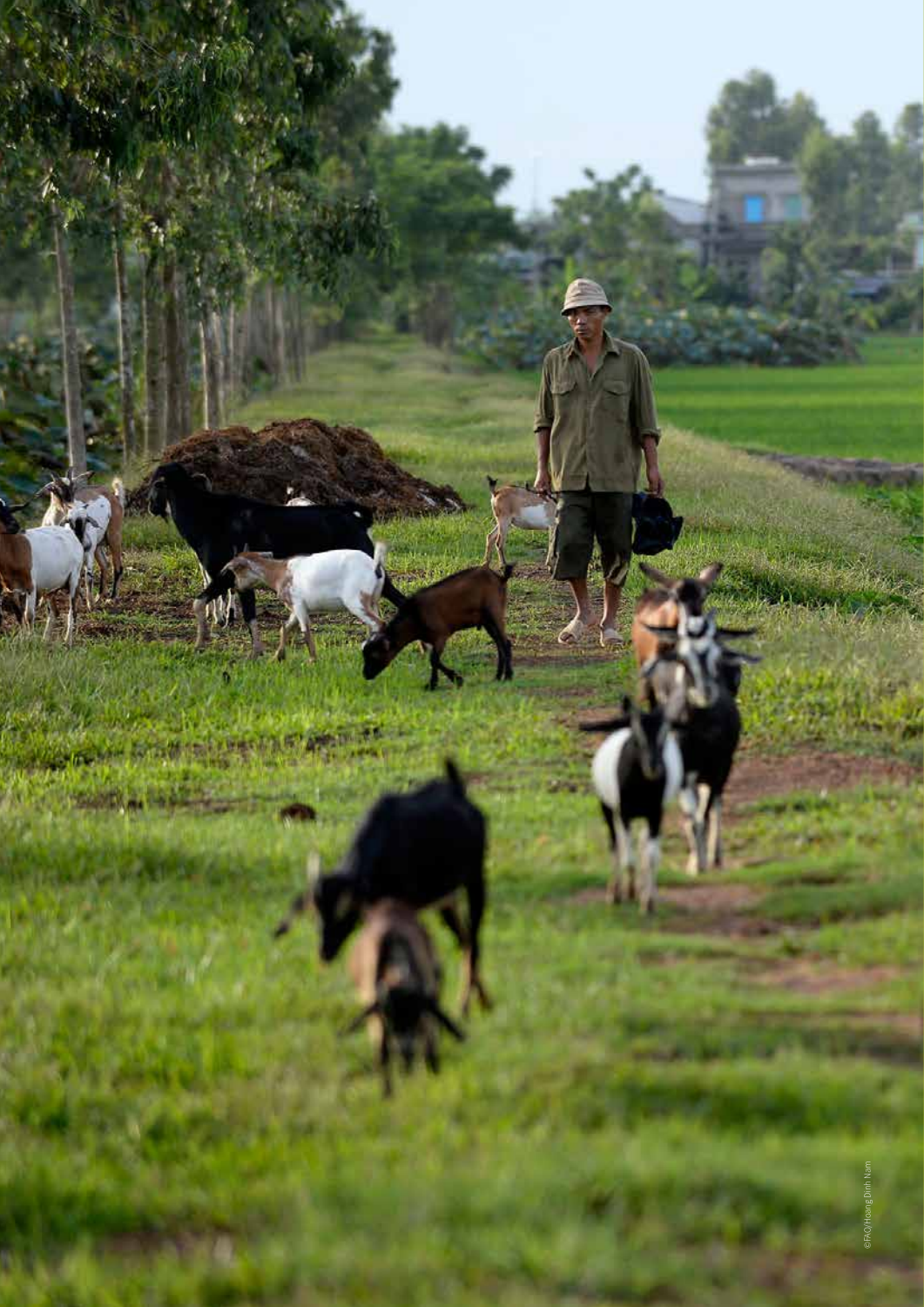©FAO/Hoang Dinh Nam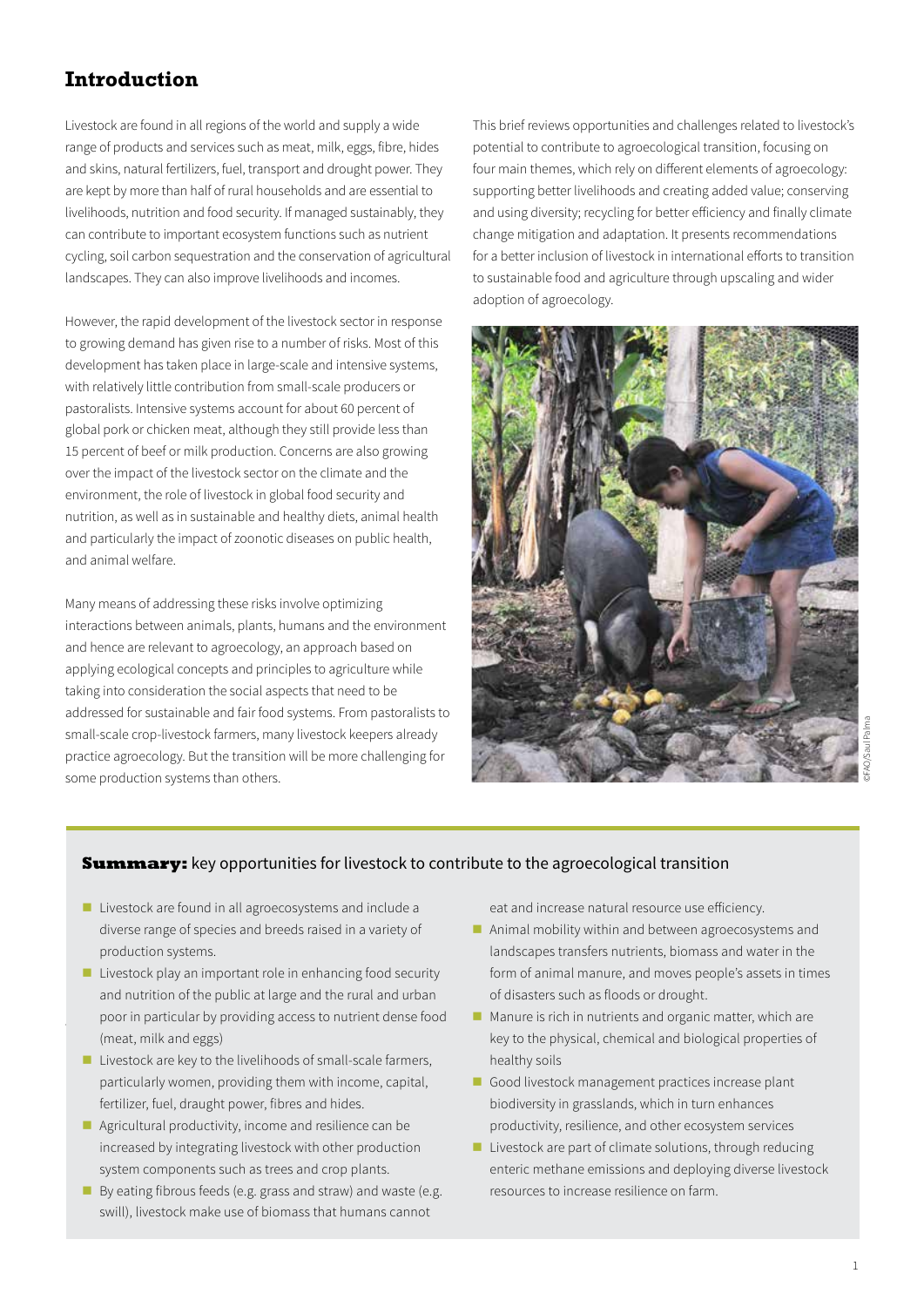## Introduction

Livestock are found in all regions of the world and supply a wide range of products and services such as meat, milk, eggs, fibre, hides and skins, natural fertilizers, fuel, transport and drought power. They are kept by more than half of rural households and are essential to livelihoods, nutrition and food security. If managed sustainably, they can contribute to important ecosystem functions such as nutrient cycling, soil carbon sequestration and the conservation of agricultural landscapes. They can also improve livelihoods and incomes.

However, the rapid development of the livestock sector in response to growing demand has given rise to a number of risks. Most of this development has taken place in large-scale and intensive systems, with relatively little contribution from small-scale producers or pastoralists. Intensive systems account for about 60 percent of global pork or chicken meat, although they still provide less than 15 percent of beef or milk production. Concerns are also growing over the impact of the livestock sector on the climate and the environment, the role of livestock in global food security and nutrition, as well as in sustainable and healthy diets, animal health and particularly the impact of zoonotic diseases on public health, and animal welfare.

Many means of addressing these risks involve optimizing interactions between animals, plants, humans and the environment and hence are relevant to agroecology, an approach based on applying ecological concepts and principles to agriculture while taking into consideration the social aspects that need to be addressed for sustainable and fair food systems. From pastoralists to small-scale crop-livestock farmers, many livestock keepers already practice agroecology. But the transition will be more challenging for some production systems than others.

This brief reviews opportunities and challenges related to livestock's potential to contribute to agroecological transition, focusing on four main themes, which rely on different elements of agroecology: supporting better livelihoods and creating added value; conserving and using diversity; recycling for better efficiency and finally climate change mitigation and adaptation. It presents recommendations for a better inclusion of livestock in international efforts to transition to sustainable food and agriculture through upscaling and wider adoption of agroecology.

©FAO/Saul Palma

**Summary:** key opportunities for livestock to contribute to the agroecological transition

- Livestock are found in all agroecosystems and include a diverse range of species and breeds raised in a variety of production systems.
- Livestock play an important role in enhancing food security and nutrition of the public at large and the rural and urban poor in particular by providing access to nutrient dense food (meat, milk and eggs)
- Livestock are key to the livelihoods of small-scale farmers, particularly women, providing them with income, capital, fertilizer, fuel, draught power, fibres and hides.
- Agricultural productivity, income and resilience can be increased by integrating livestock with other production system components such as trees and crop plants.
- By eating fibrous feeds (e.g. grass and straw) and waste (e.g. swill), livestock make use of biomass that humans cannot eat and increase natural resource use efficiency.
- Animal mobility within and between agroecosystems and landscapes transfers nutrients, biomass and water in the form of animal manure, and moves people's assets in times of disasters such as floods or drought.
- Manure is rich in nutrients and organic matter, which are key to the physical, chemical and biological properties of healthy soils
- Good livestock management practices increase plant biodiversity in grasslands, which in turn enhances productivity, resilience, and other ecosystem services
- Livestock are part of climate solutions, through reducing enteric methane emissions and deploying diverse livestock resources to increase resilience on farm.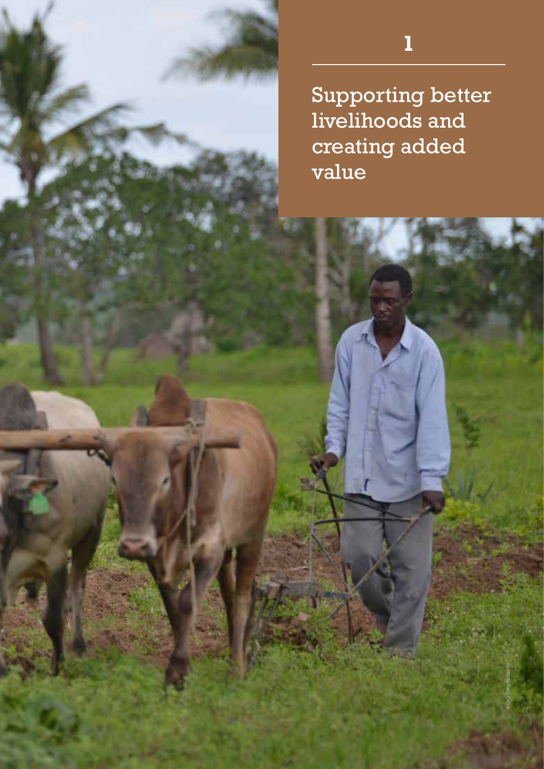# 1

## Supporting better livelihoods and creating added value

©FAO/Tony Karumba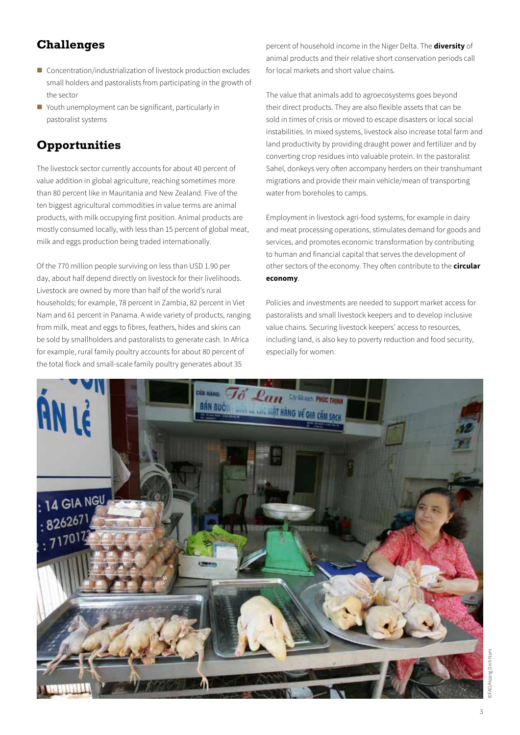## Challenges

- Concentration/industrialization of livestock production excludes small holders and pastoralists from participating in the growth of the sector
- Youth unemployment can be significant, particularly in pastoralist systems

## Opportunities

The livestock sector currently accounts for about 40 percent of value addition in global agriculture, reaching sometimes more than 80 percent like in Mauritania and New Zealand. Five of the ten biggest agricultural commodities in value terms are animal products, with milk occupying first position. Animal products are mostly consumed locally, with less than 15 percent of global meat, milk and eggs production being traded internationally.

Of the 770 million people surviving on less than USD 1.90 per day, about half depend directly on livestock for their livelihoods. Livestock are owned by more than half of the world's rural households; for example, 78 percent in Zambia, 82 percent in Viet Nam and 61 percent in Panama. A wide variety of products, ranging from milk, meat and eggs to fibres, feathers, hides and skins can be sold by smallholders and pastoralists to generate cash. In Africa for example, rural family poultry accounts for about 80 percent of the total flock and small-scale family poultry generates about 35 percent of household income in the Niger Delta. The **diversity** of animal products and their relative short conservation periods call for local markets and short value chains.

The value that animals add to agroecosystems goes beyond their direct products. They are also flexible assets that can be sold in times of crisis or moved to escape disasters or local social instabilities. In mixed systems, livestock also increase total farm and land productivity by providing draught power and fertilizer and by converting crop residues into valuable protein. In the pastoralist Sahel, donkeys very often accompany herders on their transhumant migrations and provide their main vehicle/mean of transporting water from boreholes to camps.

Employment in livestock agri-food systems, for example in dairy and meat processing operations, stimulates demand for goods and services, and promotes economic transformation by contributing to human and financial capital that serves the development of other sectors of the economy. They often contribute to the **circular economy**.

Policies and investments are needed to support market access for pastoralists and small livestock keepers and to develop inclusive value chains. Securing livestock keepers' access to resources, including land, is also key to poverty reduction and food security, especially for women.

©FAO/Hoang Dinh Nam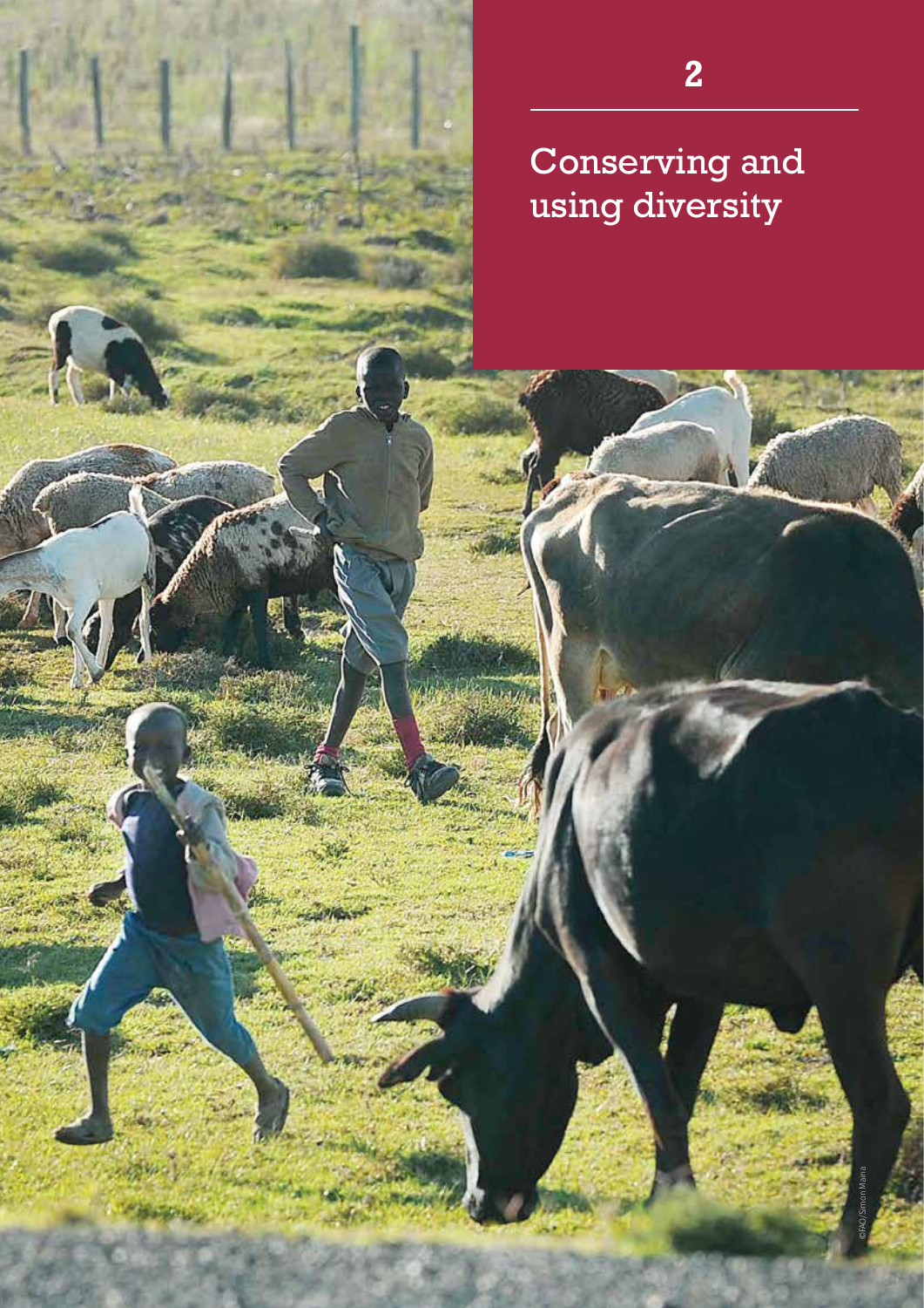# 2

# Conserving and using diversity

©FAO/Simon Maina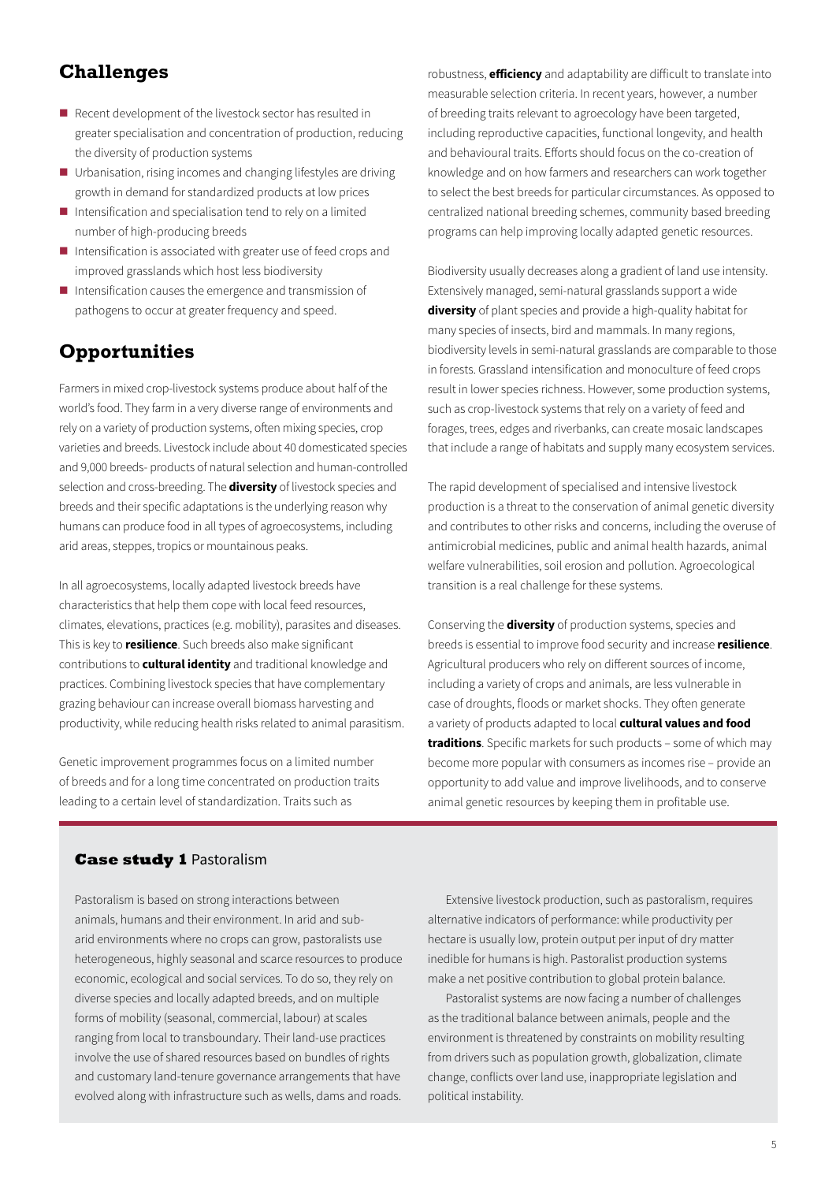## Challenges

- Recent development of the livestock sector has resulted in greater specialisation and concentration of production, reducing the diversity of production systems
- Urbanisation, rising incomes and changing lifestyles are driving growth in demand for standardized products at low prices
- Intensification and specialisation tend to rely on a limited number of high-producing breeds
- Intensification is associated with greater use of feed crops and improved grasslands which host less biodiversity
- Intensification causes the emergence and transmission of pathogens to occur at greater frequency and speed.

## Opportunities

Farmers in mixed crop-livestock systems produce about half of the world's food. They farm in a very diverse range of environments and rely on a variety of production systems, often mixing species, crop varieties and breeds. Livestock include about 40 domesticated species and 9,000 breeds- products of natural selection and human-controlled selection and cross-breeding. The **diversity** of livestock species and breeds and their specific adaptations is the underlying reason why humans can produce food in all types of agroecosystems, including arid areas, steppes, tropics or mountainous peaks.

In all agroecosystems, locally adapted livestock breeds have characteristics that help them cope with local feed resources, climates, elevations, practices (e.g. mobility), parasites and diseases. This is key to **resilience**. Such breeds also make significant contributions to **cultural identity** and traditional knowledge and practices. Combining livestock species that have complementary grazing behaviour can increase overall biomass harvesting and productivity, while reducing health risks related to animal parasitism.

Genetic improvement programmes focus on a limited number of breeds and for a long time concentrated on production traits leading to a certain level of standardization. Traits such as robustness, **efficiency** and adaptability are difficult to translate into measurable selection criteria. In recent years, however, a number of breeding traits relevant to agroecology have been targeted, including reproductive capacities, functional longevity, and health and behavioural traits. Efforts should focus on the co-creation of knowledge and on how farmers and researchers can work together to select the best breeds for particular circumstances. As opposed to centralized national breeding schemes, community based breeding programs can help improving locally adapted genetic resources.

Biodiversity usually decreases along a gradient of land use intensity. Extensively managed, semi-natural grasslands support a wide **diversity** of plant species and provide a high-quality habitat for many species of insects, bird and mammals. In many regions, biodiversity levels in semi-natural grasslands are comparable to those in forests. Grassland intensification and monoculture of feed crops result in lower species richness. However, some production systems, such as crop-livestock systems that rely on a variety of feed and forages, trees, edges and riverbanks, can create mosaic landscapes that include a range of habitats and supply many ecosystem services.

The rapid development of specialised and intensive livestock production is a threat to the conservation of animal genetic diversity and contributes to other risks and concerns, including the overuse of antimicrobial medicines, public and animal health hazards, animal welfare vulnerabilities, soil erosion and pollution. Agroecological transition is a real challenge for these systems.

Conserving the **diversity** of production systems, species and breeds is essential to improve food security and increase **resilience**. Agricultural producers who rely on different sources of income, including a variety of crops and animals, are less vulnerable in case of droughts, floods or market shocks. They often generate a variety of products adapted to local **cultural values and food traditions**. Specific markets for such products – some of which may become more popular with consumers as incomes rise – provide an opportunity to add value and improve livelihoods, and to conserve animal genetic resources by keeping them in profitable use.

### Case study 1 Pastoralism

Pastoralism is based on strong interactions between animals, humans and their environment. In arid and sub-arid environments where no crops can grow, pastoralists use heterogeneous, highly seasonal and scarce resources to produce economic, ecological and social services. To do so, they rely on diverse species and locally adapted breeds, and on multiple forms of mobility (seasonal, commercial, labour) at scales ranging from local to transboundary. Their land-use practices involve the use of shared resources based on bundles of rights and customary land-tenure governance arrangements that have evolved along with infrastructure such as wells, dams and roads.

Extensive livestock production, such as pastoralism, requires alternative indicators of performance: while productivity per hectare is usually low, protein output per input of dry matter inedible for humans is high. Pastoralist production systems make a net positive contribution to global protein balance.

Pastoralist systems are now facing a number of challenges as the traditional balance between animals, people and the environment is threatened by constraints on mobility resulting from drivers such as population growth, globalization, climate change, conflicts over land use, inappropriate legislation and political instability.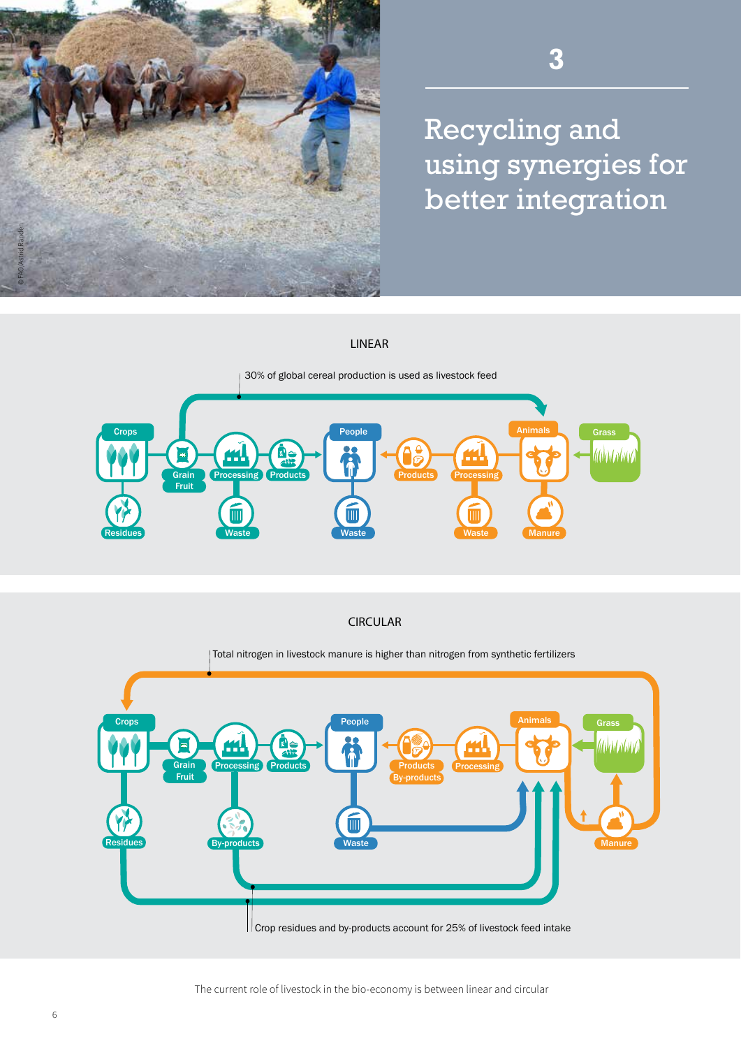# 3

# Recycling and using synergies for better integration

LINEAR

30% of global cereal production is used as livestock feed

Crops · Grain Fruit · Processing · Products · People · Products · Processing · Animals · Grass

Residues · Waste · Waste · Waste · Manure

CIRCULAR

Total nitrogen in livestock manure is higher than nitrogen from synthetic fertilizers

Crops · Grain Fruit · Processing · Products · People · Products By-products · Processing · Animals · Grass

Residues · By-products · Waste · Manure

Crop residues and by-products account for 25% of livestock feed intake

The current role of livestock in the bio-economy is between linear and circular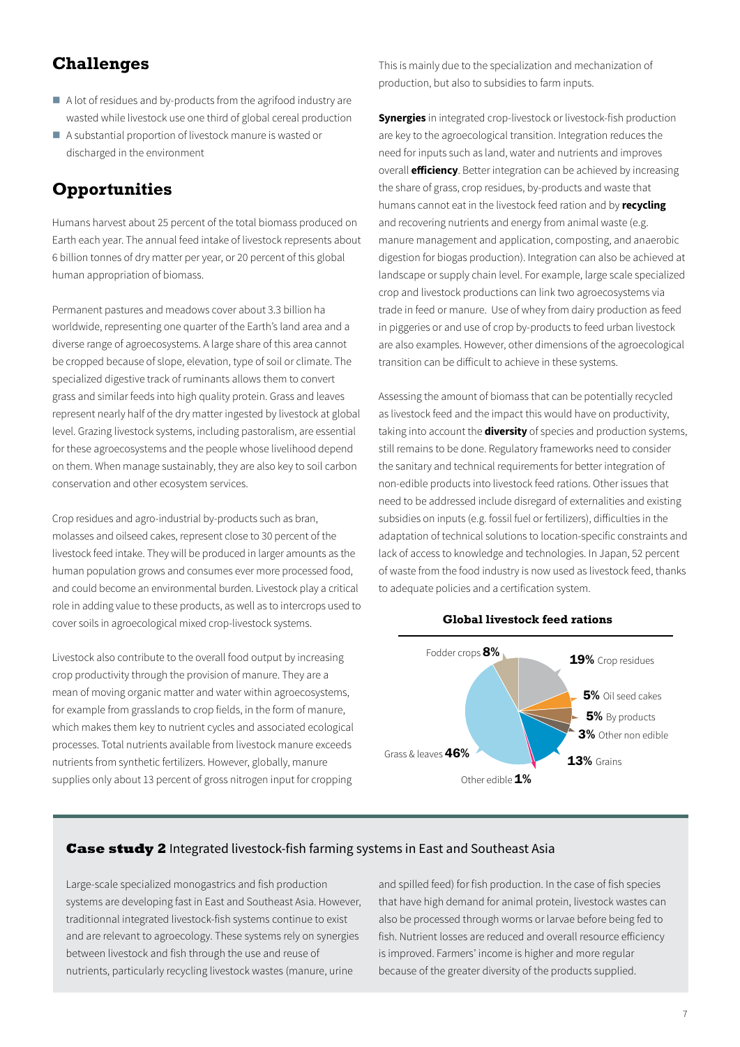## Challenges

- A lot of residues and by-products from the agrifood industry are wasted while livestock use one third of global cereal production
- A substantial proportion of livestock manure is wasted or discharged in the environment

## Opportunities

Humans harvest about 25 percent of the total biomass produced on Earth each year. The annual feed intake of livestock represents about 6 billion tonnes of dry matter per year, or 20 percent of this global human appropriation of biomass.

Permanent pastures and meadows cover about 3.3 billion ha worldwide, representing one quarter of the Earth's land area and a diverse range of agroecosystems. A large share of this area cannot be cropped because of slope, elevation, type of soil or climate. The specialized digestive track of ruminants allows them to convert grass and similar feeds into high quality protein. Grass and leaves represent nearly half of the dry matter ingested by livestock at global level. Grazing livestock systems, including pastoralism, are essential for these agroecosystems and the people whose livelihood depend on them. When manage sustainably, they are also key to soil carbon conservation and other ecosystem services.

Crop residues and agro-industrial by-products such as bran, molasses and oilseed cakes, represent close to 30 percent of the livestock feed intake. They will be produced in larger amounts as the human population grows and consumes ever more processed food, and could become an environmental burden. Livestock play a critical role in adding value to these products, as well as to intercrops used to cover soils in agroecological mixed crop-livestock systems.

Livestock also contribute to the overall food output by increasing crop productivity through the provision of manure. They are a mean of moving organic matter and water within agroecosystems, for example from grasslands to crop fields, in the form of manure, which makes them key to nutrient cycles and associated ecological processes. Total nutrients available from livestock manure exceeds nutrients from synthetic fertilizers. However, globally, manure supplies only about 13 percent of gross nitrogen input for cropping This is mainly due to the specialization and mechanization of production, but also to subsidies to farm inputs.

**Synergies** in integrated crop-livestock or livestock-fish production are key to the agroecological transition. Integration reduces the need for inputs such as land, water and nutrients and improves overall **efficiency**. Better integration can be achieved by increasing the share of grass, crop residues, by-products and waste that humans cannot eat in the livestock feed ration and by **recycling** and recovering nutrients and energy from animal waste (e.g. manure management and application, composting, and anaerobic digestion for biogas production). Integration can also be achieved at landscape or supply chain level. For example, large scale specialized crop and livestock productions can link two agroecosystems via trade in feed or manure. Use of whey from dairy production as feed in piggeries or and use of crop by-products to feed urban livestock are also examples. However, other dimensions of the agroecological transition can be difficult to achieve in these systems.

Assessing the amount of biomass that can be potentially recycled as livestock feed and the impact this would have on productivity, taking into account the **diversity** of species and production systems, still remains to be done. Regulatory frameworks need to consider the sanitary and technical requirements for better integration of non-edible products into livestock feed rations. Other issues that need to be addressed include disregard of externalities and existing subsidies on inputs (e.g. fossil fuel or fertilizers), difficulties in the adaptation of technical solutions to location-specific constraints and lack of access to knowledge and technologies. In Japan, 52 percent of waste from the food industry is now used as livestock feed, thanks to adequate policies and a certification system.

**Global livestock feed rations**

| Feed | Share |
|---|---|
| Crop residues | 19% |
| Oil seed cakes | 5% |
| By products | 5% |
| Other non edible | 3% |
| Grains | 13% |
| Other edible | 1% |
| Grass & leaves | 46% |
| Fodder crops | 8% |

### **Case study 2** Integrated livestock-fish farming systems in East and Southeast Asia

Large-scale specialized monogastrics and fish production systems are developing fast in East and Southeast Asia. However, traditionnal integrated livestock-fish systems continue to exist and are relevant to agroecology. These systems rely on synergies between livestock and fish through the use and reuse of nutrients, particularly recycling livestock wastes (manure, urine and spilled feed) for fish production. In the case of fish species that have high demand for animal protein, livestock wastes can also be processed through worms or larvae before being fed to fish. Nutrient losses are reduced and overall resource efficiency is improved. Farmers' income is higher and more regular because of the greater diversity of the products supplied.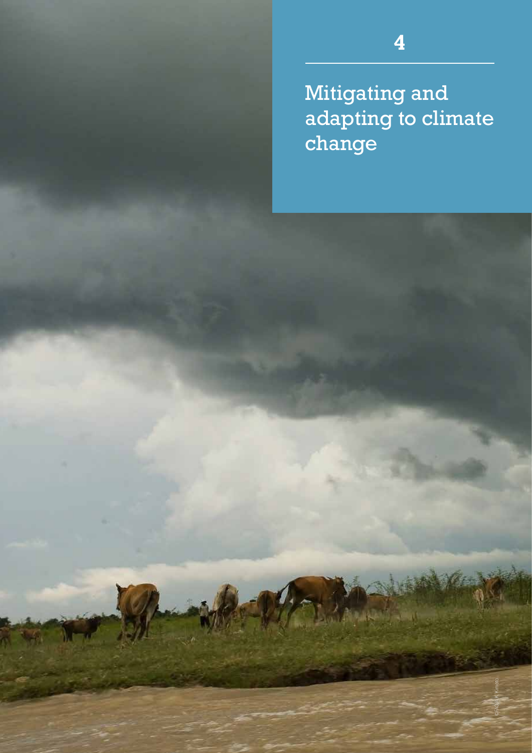# 4

# Mitigating and adapting to climate change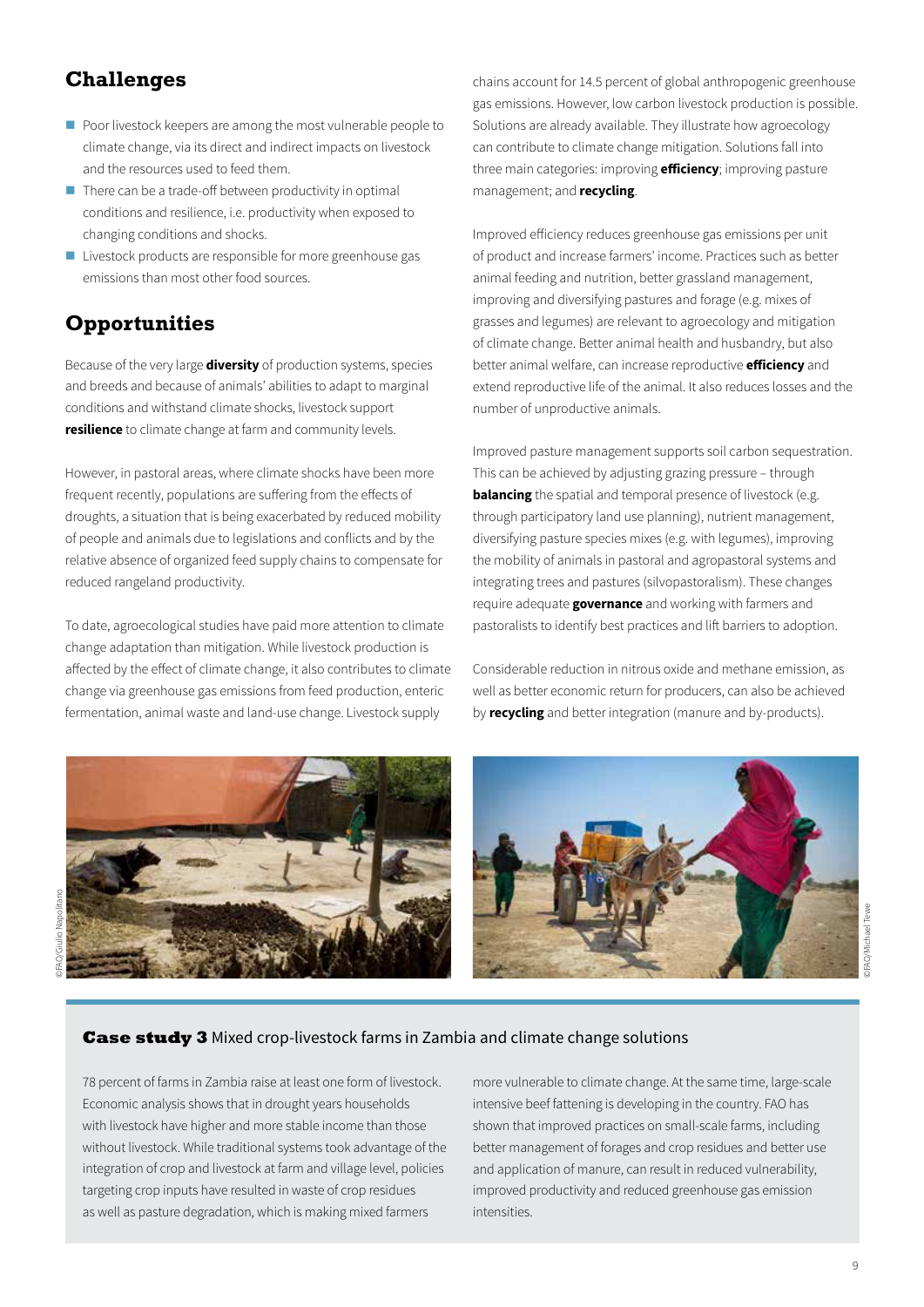## Challenges

- Poor livestock keepers are among the most vulnerable people to climate change, via its direct and indirect impacts on livestock and the resources used to feed them.
- There can be a trade-off between productivity in optimal conditions and resilience, i.e. productivity when exposed to changing conditions and shocks.
- Livestock products are responsible for more greenhouse gas emissions than most other food sources.

## Opportunities

Because of the very large **diversity** of production systems, species and breeds and because of animals' abilities to adapt to marginal conditions and withstand climate shocks, livestock support **resilience** to climate change at farm and community levels.

However, in pastoral areas, where climate shocks have been more frequent recently, populations are suffering from the effects of droughts, a situation that is being exacerbated by reduced mobility of people and animals due to legislations and conflicts and by the relative absence of organized feed supply chains to compensate for reduced rangeland productivity.

To date, agroecological studies have paid more attention to climate change adaptation than mitigation. While livestock production is affected by the effect of climate change, it also contributes to climate change via greenhouse gas emissions from feed production, enteric fermentation, animal waste and land-use change. Livestock supply chains account for 14.5 percent of global anthropogenic greenhouse gas emissions. However, low carbon livestock production is possible. Solutions are already available. They illustrate how agroecology can contribute to climate change mitigation. Solutions fall into three main categories: improving **efficiency**; improving pasture management; and **recycling**.

Improved efficiency reduces greenhouse gas emissions per unit of product and increase farmers' income. Practices such as better animal feeding and nutrition, better grassland management, improving and diversifying pastures and forage (e.g. mixes of grasses and legumes) are relevant to agroecology and mitigation of climate change. Better animal health and husbandry, but also better animal welfare, can increase reproductive **efficiency** and extend reproductive life of the animal. It also reduces losses and the number of unproductive animals.

Improved pasture management supports soil carbon sequestration. This can be achieved by adjusting grazing pressure – through **balancing** the spatial and temporal presence of livestock (e.g. through participatory land use planning), nutrient management, diversifying pasture species mixes (e.g. with legumes), improving the mobility of animals in pastoral and agropastoral systems and integrating trees and pastures (silvopastoralism). These changes require adequate **governance** and working with farmers and pastoralists to identify best practices and lift barriers to adoption.

Considerable reduction in nitrous oxide and methane emission, as well as better economic return for producers, can also be achieved by **recycling** and better integration (manure and by-products).

©FAO/Giulio Napolitano

©FAO/Michael Tewe

### **Case study 3** Mixed crop-livestock farms in Zambia and climate change solutions

78 percent of farms in Zambia raise at least one form of livestock. Economic analysis shows that in drought years households with livestock have higher and more stable income than those without livestock. While traditional systems took advantage of the integration of crop and livestock at farm and village level, policies targeting crop inputs have resulted in waste of crop residues as well as pasture degradation, which is making mixed farmers more vulnerable to climate change. At the same time, large-scale intensive beef fattening is developing in the country. FAO has shown that improved practices on small-scale farms, including better management of forages and crop residues and better use and application of manure, can result in reduced vulnerability, improved productivity and reduced greenhouse gas emission intensities.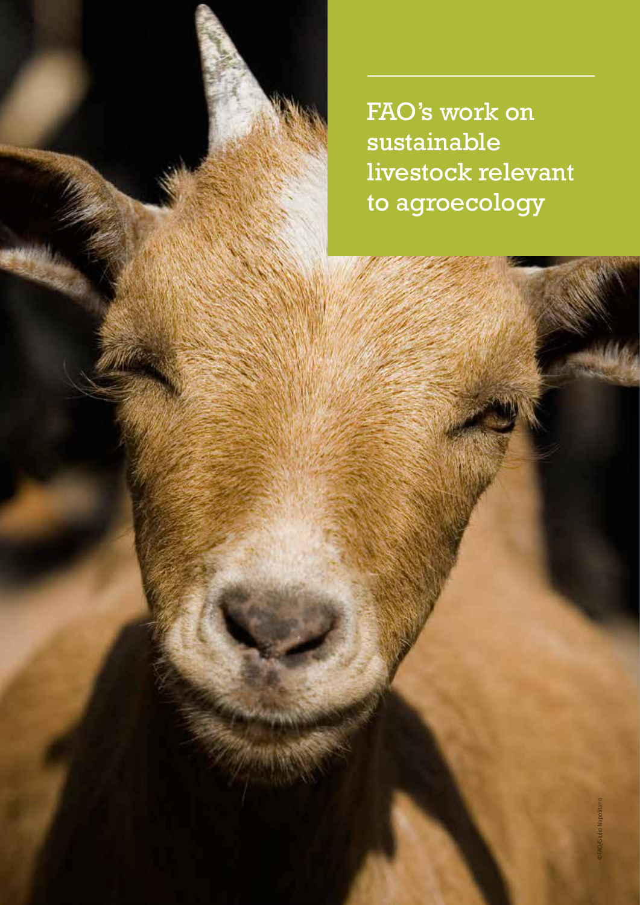# FAO's work on sustainable livestock relevant to agroecology

©FAO/Giulio Napolitano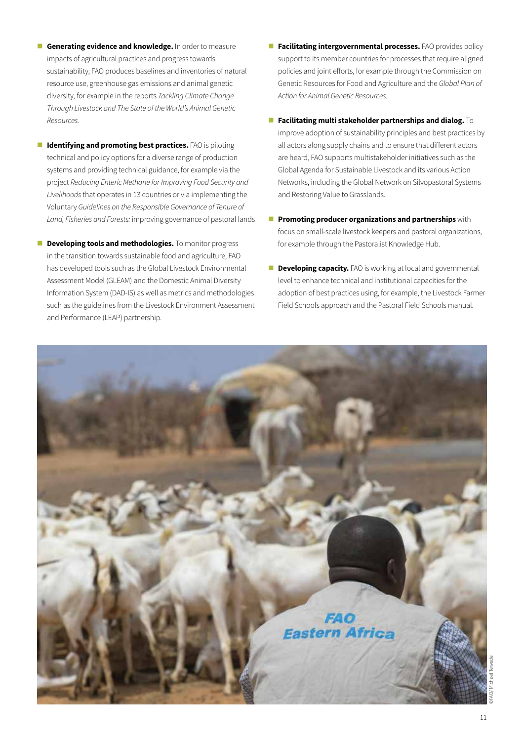- **Generating evidence and knowledge.** In order to measure impacts of agricultural practices and progress towards sustainability, FAO produces baselines and inventories of natural resource use, greenhouse gas emissions and animal genetic diversity, for example in the reports *Tackling Climate Change Through Livestock and The State of the World's Animal Genetic Resources.*

- **Identifying and promoting best practices.** FAO is piloting technical and policy options for a diverse range of production systems and providing technical guidance, for example via the project *Reducing Enteric Methane for Improving Food Security and Livelihoods* that operates in 13 countries or via implementing the Voluntary *Guidelines on the Responsible Governance of Tenure of Land, Fisheries and Forests:* improving governance of pastoral lands

- **Developing tools and methodologies.** To monitor progress in the transition towards sustainable food and agriculture, FAO has developed tools such as the Global Livestock Environmental Assessment Model (GLEAM) and the Domestic Animal Diversity Information System (DAD-IS) as well as metrics and methodologies such as the guidelines from the Livestock Environment Assessment and Performance (LEAP) partnership.

- **Facilitating intergovernmental processes.** FAO provides policy support to its member countries for processes that require aligned policies and joint efforts, for example through the Commission on Genetic Resources for Food and Agriculture and the *Global Plan of Action for Animal Genetic Resources.*

- **Facilitating multi stakeholder partnerships and dialog.** To improve adoption of sustainability principles and best practices by all actors along supply chains and to ensure that different actors are heard, FAO supports multistakeholder initiatives such as the Global Agenda for Sustainable Livestock and its various Action Networks, including the Global Network on Silvopastoral Systems and Restoring Value to Grasslands.

- **Promoting producer organizations and partnerships** with focus on small-scale livestock keepers and pastoral organizations, for example through the Pastoralist Knowledge Hub.

- **Developing capacity.** FAO is working at local and governmental level to enhance technical and institutional capacities for the adoption of best practices using, for example, the Livestock Farmer Field Schools approach and the Pastoral Field Schools manual.

©FAO/ Michael Tewelde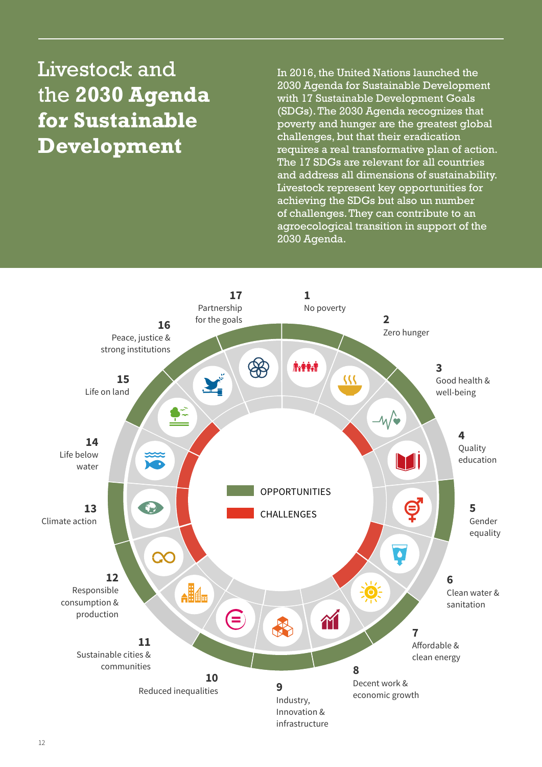# Livestock and the **2030 Agenda for Sustainable Development**

In 2016, the United Nations launched the 2030 Agenda for Sustainable Development with 17 Sustainable Development Goals (SDGs). The 2030 Agenda recognizes that poverty and hunger are the greatest global challenges, but that their eradication requires a real transformative plan of action. The 17 SDGs are relevant for all countries and address all dimensions of sustainability. Livestock represent key opportunities for achieving the SDGs but also un number of challenges. They can contribute to an agroecological transition in support of the 2030 Agenda.

OPPORTUNITIES

CHALLENGES

**1** No poverty

**2** Zero hunger

**3** Good health & well-being

**4** Quality education

**5** Gender equality

**6** Clean water & sanitation

**7** Affordable & clean energy

**8** Decent work & economic growth

**9** Industry, Innovation & infrastructure

**10** Reduced inequalities

**11** Sustainable cities & communities

**12** Responsible consumption & production

**13** Climate action

**14** Life below water

**15** Life on land

**16** Peace, justice & strong institutions

**17** Partnership for the goals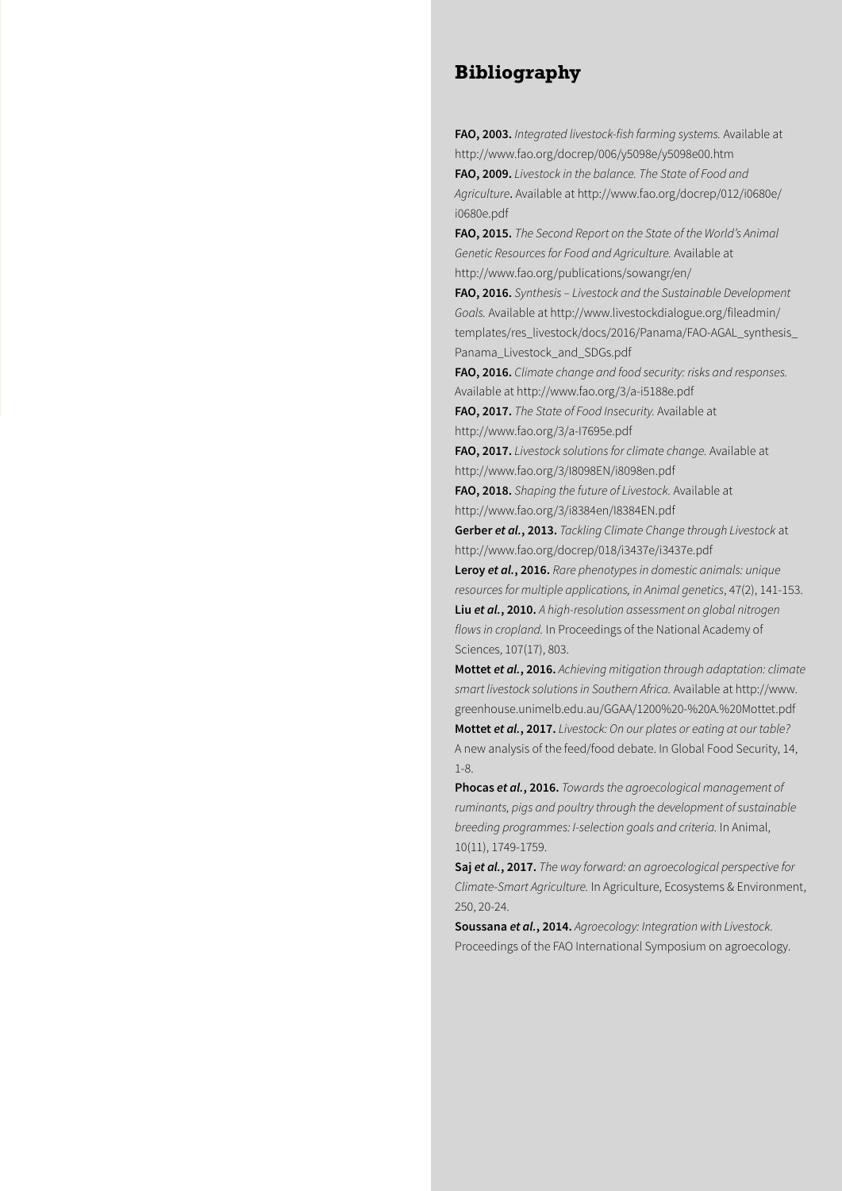# Bibliography

**FAO, 2003.** *Integrated livestock-fish farming systems.* Available at http://www.fao.org/docrep/006/y5098e/y5098e00.htm

**FAO, 2009.** *Livestock in the balance. The State of Food and Agriculture***.** Available at http://www.fao.org/docrep/012/i0680e/i0680e.pdf

**FAO, 2015.** *The Second Report on the State of the World's Animal Genetic Resources for Food and Agriculture.* Available at http://www.fao.org/publications/sowangr/en/

**FAO, 2016.** *Synthesis – Livestock and the Sustainable Development Goals.* Available at http://www.livestockdialogue.org/fileadmin/templates/res_livestock/docs/2016/Panama/FAO-AGAL_synthesis_Panama_Livestock_and_SDGs.pdf

**FAO, 2016.** *Climate change and food security: risks and responses.* Available at http://www.fao.org/3/a-i5188e.pdf

**FAO, 2017.** *The State of Food Insecurity.* Available at http://www.fao.org/3/a-I7695e.pdf

**FAO, 2017.** *Livestock solutions for climate change.* Available at http://www.fao.org/3/I8098EN/i8098en.pdf

**FAO, 2018.** *Shaping the future of Livestock.* Available at http://www.fao.org/3/i8384en/I8384EN.pdf

**Gerber *et al.*, 2013.** *Tackling Climate Change through Livestock* at http://www.fao.org/docrep/018/i3437e/i3437e.pdf

**Leroy *et al.*, 2016.** *Rare phenotypes in domestic animals: unique resources for multiple applications, in Animal genetics*, 47(2), 141-153.

**Liu *et al.*, 2010.** *A high-resolution assessment on global nitrogen flows in cropland.* In Proceedings of the National Academy of Sciences, 107(17), 803.

**Mottet *et al.*, 2016.** *Achieving mitigation through adaptation: climate smart livestock solutions in Southern Africa.* Available at http://www.greenhouse.unimelb.edu.au/GGAA/1200%20-%20A.%20Mottet.pdf

**Mottet *et al.*, 2017.** *Livestock: On our plates or eating at our table?* A new analysis of the feed/food debate. In Global Food Security, 14, 1-8.

**Phocas *et al.*, 2016.** *Towards the agroecological management of ruminants, pigs and poultry through the development of sustainable breeding programmes: I-selection goals and criteria.* In Animal, 10(11), 1749-1759.

**Saj *et al.*, 2017.** *The way forward: an agroecological perspective for Climate-Smart Agriculture.* In Agriculture, Ecosystems & Environment, 250, 20-24.

**Soussana *et al.*, 2014.** *Agroecology: Integration with Livestock.* Proceedings of the FAO International Symposium on agroecology.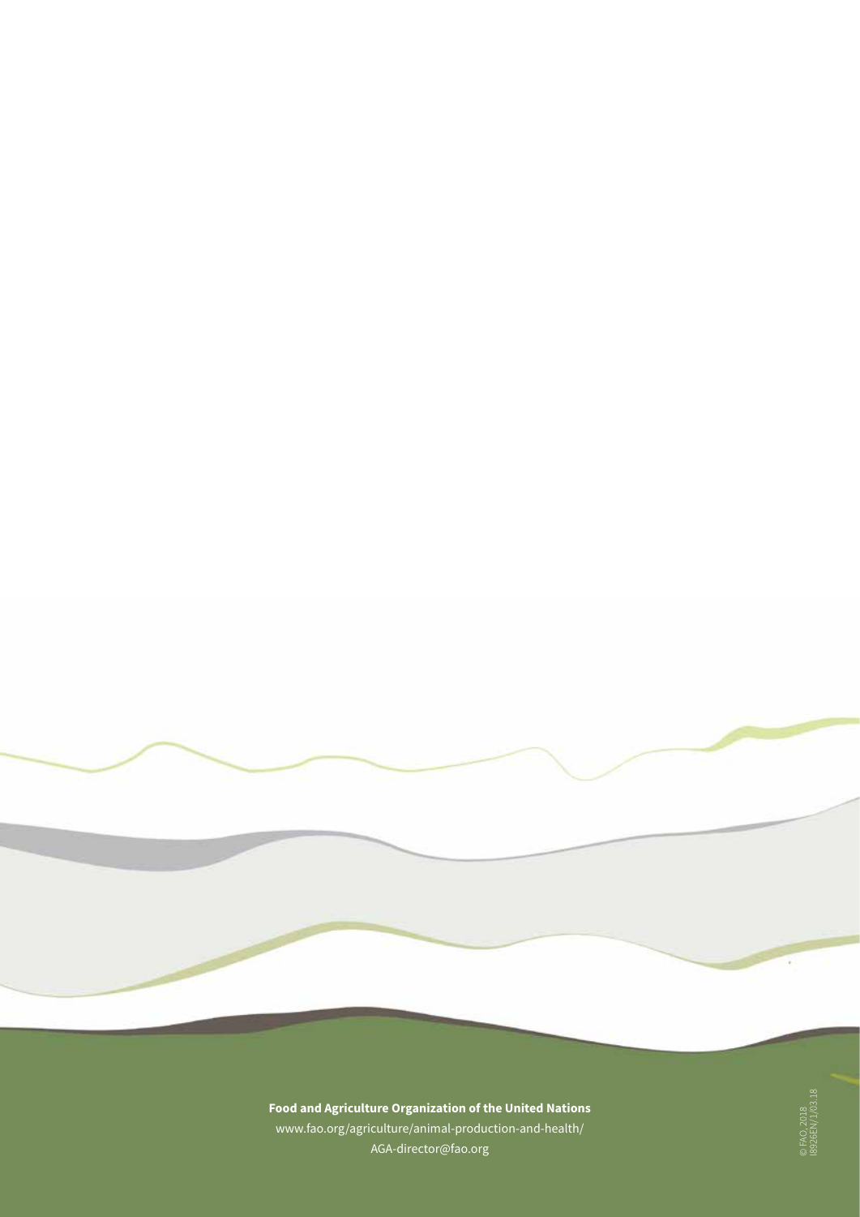**Food and Agriculture Organization of the United Nations**

www.fao.org/agriculture/animal-production-and-health/

AGA-director@fao.org

© FAO, 2018
I8926EN/1/03.18